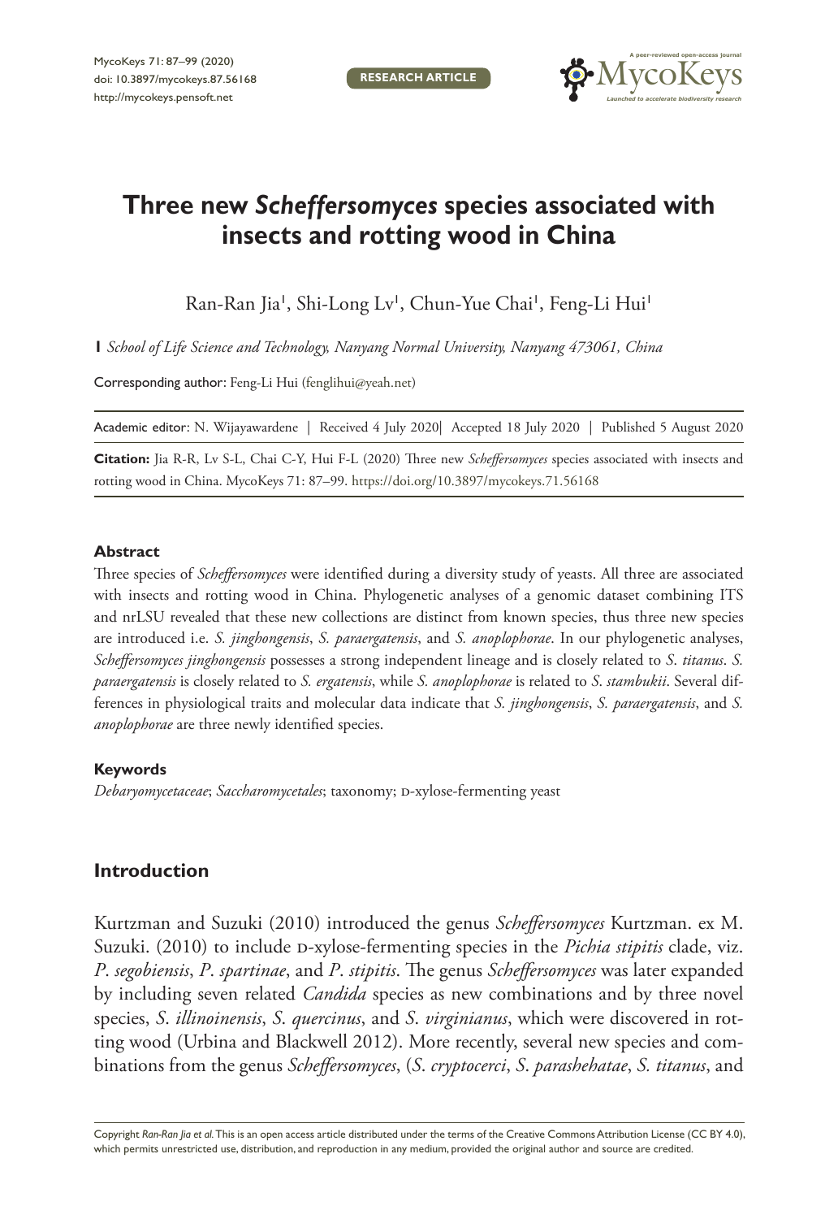RESEARCH ARTICLE

# Three new *Scheffersomyces* species associated with insects and rotting wood in China

Ran-Ran Jia[1], Shi-Long Lv[1], Chun-Yue Chai[1], Feng-Li Hui[1]

[1] *School of Life Science and Technology, Nanyang Normal University, Nanyang 473061, China*

Corresponding author: Feng-Li Hui (fenglihui@yeah.net)

Academic editor: N. Wijayawardene | Received 4 July 2020 | Accepted 18 July 2020 | Published 5 August 2020

**Citation:** Jia R-R, Lv S-L, Chai C-Y, Hui F-L (2020) Three new *Scheffersomyces* species associated with insects and rotting wood in China. MycoKeys 71: 87–99. https://doi.org/10.3897/mycokeys.71.56168

## Abstract

Three species of *Scheffersomyces* were identified during a diversity study of yeasts. All three are associated with insects and rotting wood in China. Phylogenetic analyses of a genomic dataset combining ITS and nrLSU revealed that these new collections are distinct from known species, thus three new species are introduced i.e. *S. jinghongensis*, *S. paraergatensis*, and *S. anoplophorae*. In our phylogenetic analyses, *Scheffersomyces jinghongensis* possesses a strong independent lineage and is closely related to *S. titanus*. *S. paraergatensis* is closely related to *S. ergatensis*, while *S. anoplophorae* is related to *S. stambukii*. Several differences in physiological traits and molecular data indicate that *S. jinghongensis*, *S. paraergatensis*, and *S. anoplophorae* are three newly identified species.

## Keywords

*Debaryomycetaceae*; *Saccharomycetales*; taxonomy; D-xylose-fermenting yeast

## Introduction

Kurtzman and Suzuki (2010) introduced the genus *Scheffersomyces* Kurtzman. ex M. Suzuki. (2010) to include D-xylose-fermenting species in the *Pichia stipitis* clade, viz. *P. segobiensis*, *P. spartinae*, and *P. stipitis*. The genus *Scheffersomyces* was later expanded by including seven related *Candida* species as new combinations and by three novel species, *S. illinoinensis*, *S. quercinus*, and *S. virginianus*, which were discovered in rotting wood (Urbina and Blackwell 2012). More recently, several new species and combinations from the genus *Scheffersomyces*, (*S. cryptocerci*, *S. parashehatae*, *S. titanus*, and

Copyright *Ran-Ran Jia et al.* This is an open access article distributed under the terms of the Creative Commons Attribution License (CC BY 4.0), which permits unrestricted use, distribution, and reproduction in any medium, provided the original author and source are credited.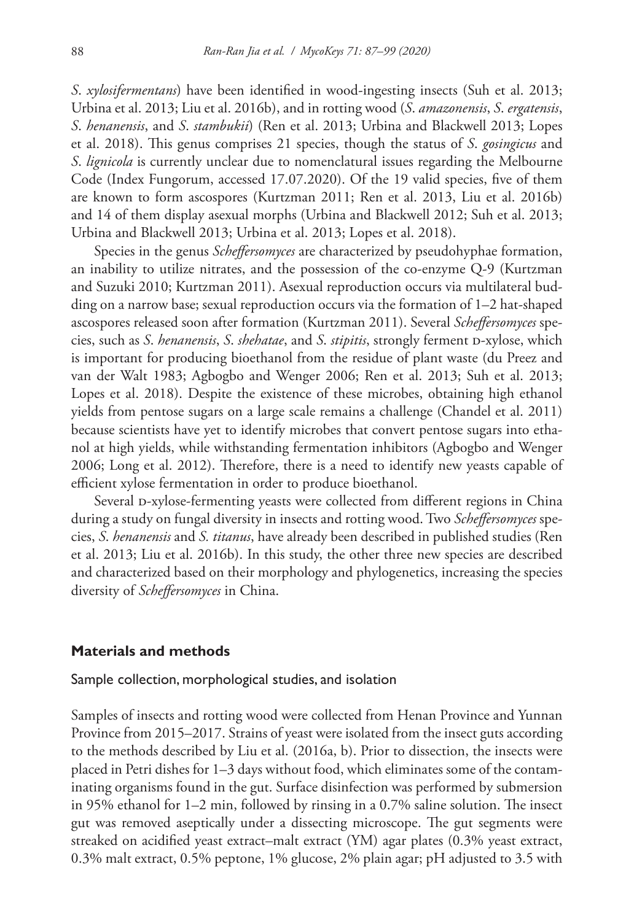*S. xylosifermentans*) have been identified in wood-ingesting insects (Suh et al. 2013; Urbina et al. 2013; Liu et al. 2016b), and in rotting wood (*S. amazonensis*, *S. ergatensis*, *S. henanensis*, and *S. stambukii*) (Ren et al. 2013; Urbina and Blackwell 2013; Lopes et al. 2018). This genus comprises 21 species, though the status of *S. gosingicus* and *S. lignicola* is currently unclear due to nomenclatural issues regarding the Melbourne Code (Index Fungorum, accessed 17.07.2020). Of the 19 valid species, five of them are known to form ascospores (Kurtzman 2011; Ren et al. 2013, Liu et al. 2016b) and 14 of them display asexual morphs (Urbina and Blackwell 2012; Suh et al. 2013; Urbina and Blackwell 2013; Urbina et al. 2013; Lopes et al. 2018).

Species in the genus *Scheffersomyces* are characterized by pseudohyphae formation, an inability to utilize nitrates, and the possession of the co-enzyme Q-9 (Kurtzman and Suzuki 2010; Kurtzman 2011). Asexual reproduction occurs via multilateral budding on a narrow base; sexual reproduction occurs via the formation of 1–2 hat-shaped ascospores released soon after formation (Kurtzman 2011). Several *Scheffersomyces* species, such as *S. henanensis*, *S. shehatae*, and *S. stipitis*, strongly ferment D-xylose, which is important for producing bioethanol from the residue of plant waste (du Preez and van der Walt 1983; Agbogbo and Wenger 2006; Ren et al. 2013; Suh et al. 2013; Lopes et al. 2018). Despite the existence of these microbes, obtaining high ethanol yields from pentose sugars on a large scale remains a challenge (Chandel et al. 2011) because scientists have yet to identify microbes that convert pentose sugars into ethanol at high yields, while withstanding fermentation inhibitors (Agbogbo and Wenger 2006; Long et al. 2012). Therefore, there is a need to identify new yeasts capable of efficient xylose fermentation in order to produce bioethanol.

Several D-xylose-fermenting yeasts were collected from different regions in China during a study on fungal diversity in insects and rotting wood. Two *Scheffersomyces* species, *S. henanensis* and *S. titanus*, have already been described in published studies (Ren et al. 2013; Liu et al. 2016b). In this study, the other three new species are described and characterized based on their morphology and phylogenetics, increasing the species diversity of *Scheffersomyces* in China.

## Materials and methods

### Sample collection, morphological studies, and isolation

Samples of insects and rotting wood were collected from Henan Province and Yunnan Province from 2015–2017. Strains of yeast were isolated from the insect guts according to the methods described by Liu et al. (2016a, b). Prior to dissection, the insects were placed in Petri dishes for 1–3 days without food, which eliminates some of the contaminating organisms found in the gut. Surface disinfection was performed by submersion in 95% ethanol for 1–2 min, followed by rinsing in a 0.7% saline solution. The insect gut was removed aseptically under a dissecting microscope. The gut segments were streaked on acidified yeast extract–malt extract (YM) agar plates (0.3% yeast extract, 0.3% malt extract, 0.5% peptone, 1% glucose, 2% plain agar; pH adjusted to 3.5 with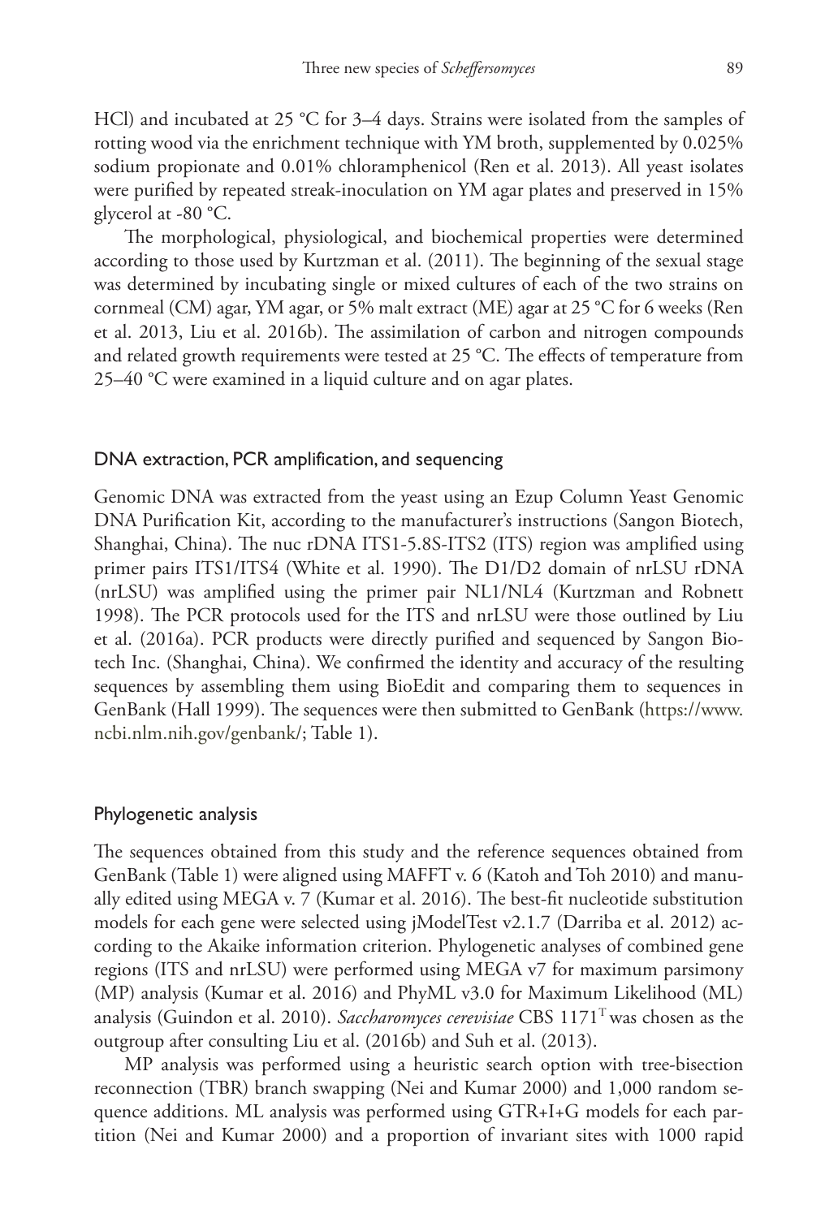HCl) and incubated at 25 °C for 3–4 days. Strains were isolated from the samples of rotting wood via the enrichment technique with YM broth, supplemented by 0.025% sodium propionate and 0.01% chloramphenicol (Ren et al. 2013). All yeast isolates were purified by repeated streak-inoculation on YM agar plates and preserved in 15% glycerol at -80 °C.

The morphological, physiological, and biochemical properties were determined according to those used by Kurtzman et al. (2011). The beginning of the sexual stage was determined by incubating single or mixed cultures of each of the two strains on cornmeal (CM) agar, YM agar, or 5% malt extract (ME) agar at 25 °C for 6 weeks (Ren et al. 2013, Liu et al. 2016b). The assimilation of carbon and nitrogen compounds and related growth requirements were tested at 25 °C. The effects of temperature from 25–40 °C were examined in a liquid culture and on agar plates.

## DNA extraction, PCR amplification, and sequencing

Genomic DNA was extracted from the yeast using an Ezup Column Yeast Genomic DNA Purification Kit, according to the manufacturer's instructions (Sangon Biotech, Shanghai, China). The nuc rDNA ITS1-5.8S-ITS2 (ITS) region was amplified using primer pairs ITS1/ITS4 (White et al. 1990). The D1/D2 domain of nrLSU rDNA (nrLSU) was amplified using the primer pair NL1/NL4 (Kurtzman and Robnett 1998). The PCR protocols used for the ITS and nrLSU were those outlined by Liu et al. (2016a). PCR products were directly purified and sequenced by Sangon Biotech Inc. (Shanghai, China). We confirmed the identity and accuracy of the resulting sequences by assembling them using BioEdit and comparing them to sequences in GenBank (Hall 1999). The sequences were then submitted to GenBank (https://www.ncbi.nlm.nih.gov/genbank/; Table 1).

## Phylogenetic analysis

The sequences obtained from this study and the reference sequences obtained from GenBank (Table 1) were aligned using MAFFT v. 6 (Katoh and Toh 2010) and manually edited using MEGA v. 7 (Kumar et al. 2016). The best-fit nucleotide substitution models for each gene were selected using jModelTest v2.1.7 (Darriba et al. 2012) according to the Akaike information criterion. Phylogenetic analyses of combined gene regions (ITS and nrLSU) were performed using MEGA v7 for maximum parsimony (MP) analysis (Kumar et al. 2016) and PhyML v3.0 for Maximum Likelihood (ML) analysis (Guindon et al. 2010). *Saccharomyces cerevisiae* CBS 1171[T] was chosen as the outgroup after consulting Liu et al. (2016b) and Suh et al. (2013).

MP analysis was performed using a heuristic search option with tree-bisection reconnection (TBR) branch swapping (Nei and Kumar 2000) and 1,000 random sequence additions. ML analysis was performed using GTR+I+G models for each partition (Nei and Kumar 2000) and a proportion of invariant sites with 1000 rapid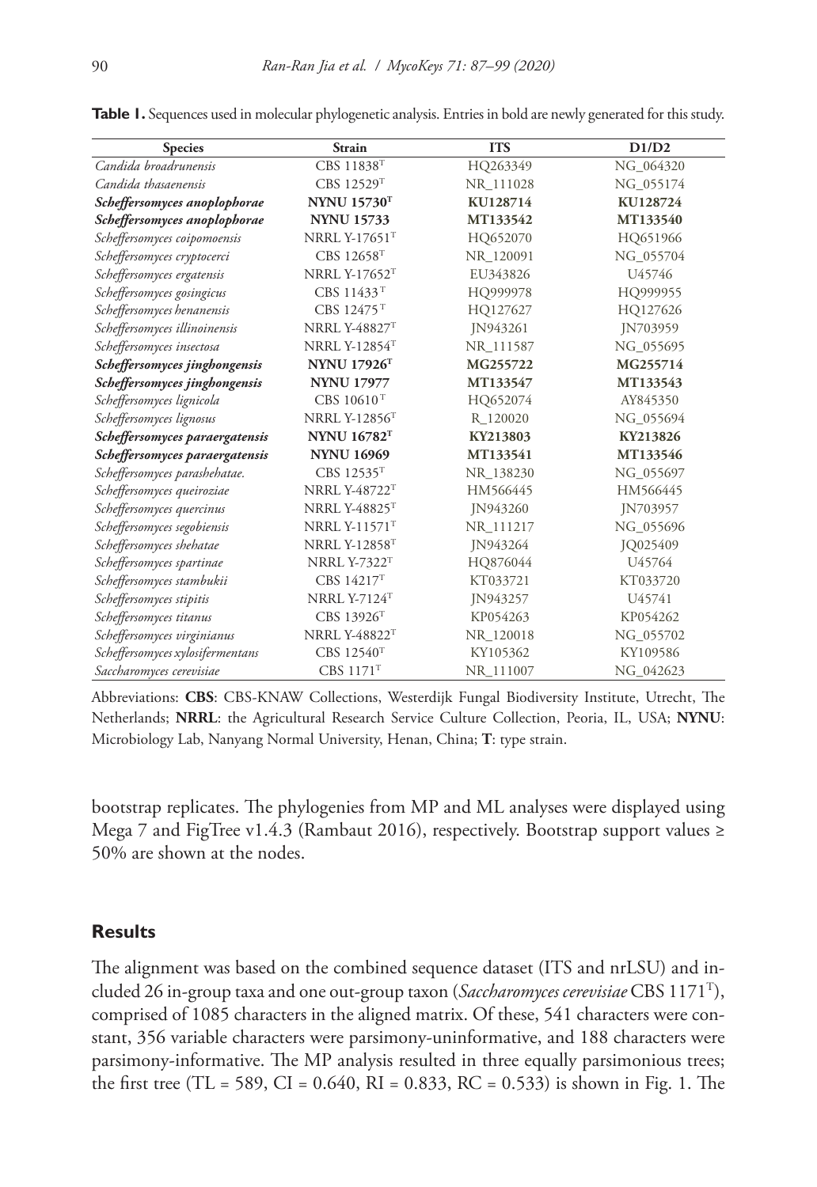**Table 1.** Sequences used in molecular phylogenetic analysis. Entries in bold are newly generated for this study.

| Species | Strain | ITS | D1/D2 |
|---|---|---|---|
| *Candida broadrunensis* | CBS 11838$^{T}$ | HQ263349 | NG_064320 |
| *Candida thasaenensis* | CBS 12529$^{T}$ | NR_111028 | NG_055174 |
| ***Scheffersomyces anoplophorae*** | **NYNU 15730$^{T}$** | **KU128714** | **KU128724** |
| ***Scheffersomyces anoplophorae*** | **NYNU 15733** | **MT133542** | **MT133540** |
| *Scheffersomyces coipomoensis* | NRRL Y-17651$^{T}$ | HQ652070 | HQ651966 |
| *Scheffersomyces cryptocerci* | CBS 12658$^{T}$ | NR_120091 | NG_055704 |
| *Scheffersomyces ergatensis* | NRRL Y-17652$^{T}$ | EU343826 | U45746 |
| *Scheffersomyces gosingicus* | CBS 11433$^{T}$ | HQ999978 | HQ999955 |
| *Scheffersomyces henanensis* | CBS 12475$^{T}$ | HQ127627 | HQ127626 |
| *Scheffersomyces illinoinensis* | NRRL Y-48827$^{T}$ | JN943261 | JN703959 |
| *Scheffersomyces insectosa* | NRRL Y-12854$^{T}$ | NR_111587 | NG_055695 |
| ***Scheffersomyces jinghongensis*** | **NYNU 17926$^{T}$** | **MG255722** | **MG255714** |
| ***Scheffersomyces jinghongensis*** | **NYNU 17977** | **MT133547** | **MT133543** |
| *Scheffersomyces lignicola* | CBS 10610$^{T}$ | HQ652074 | AY845350 |
| *Scheffersomyces lignosus* | NRRL Y-12856$^{T}$ | R_120020 | NG_055694 |
| ***Scheffersomyces paraergatensis*** | **NYNU 16782$^{T}$** | **KY213803** | **KY213826** |
| ***Scheffersomyces paraergatensis*** | **NYNU 16969** | **MT133541** | **MT133546** |
| *Scheffersomyces parashehatae.* | CBS 12535$^{T}$ | NR_138230 | NG_055697 |
| *Scheffersomyces queiroziae* | NRRL Y-48722$^{T}$ | HM566445 | HM566445 |
| *Scheffersomyces quercinus* | NRRL Y-48825$^{T}$ | JN943260 | JN703957 |
| *Scheffersomyces segobiensis* | NRRL Y-11571$^{T}$ | NR_111217 | NG_055696 |
| *Scheffersomyces shehatae* | NRRL Y-12858$^{T}$ | JN943264 | JQ025409 |
| *Scheffersomyces spartinae* | NRRL Y-7322$^{T}$ | HQ876044 | U45764 |
| *Scheffersomyces stambukii* | CBS 14217$^{T}$ | KT033721 | KT033720 |
| *Scheffersomyces stipitis* | NRRL Y-7124$^{T}$ | JN943257 | U45741 |
| *Scheffersomyces titanus* | CBS 13926$^{T}$ | KP054263 | KP054262 |
| *Scheffersomyces virginianus* | NRRL Y-48822$^{T}$ | NR_120018 | NG_055702 |
| *Scheffersomyces xylosifermentans* | CBS 12540$^{T}$ | KY105362 | KY109586 |
| *Saccharomyces cerevisiae* | CBS 1171$^{T}$ | NR_111007 | NG_042623 |

Abbreviations: **CBS**: CBS-KNAW Collections, Westerdijk Fungal Biodiversity Institute, Utrecht, The Netherlands; **NRRL**: the Agricultural Research Service Culture Collection, Peoria, IL, USA; **NYNU**: Microbiology Lab, Nanyang Normal University, Henan, China; **T**: type strain.

bootstrap replicates. The phylogenies from MP and ML analyses were displayed using Mega 7 and FigTree v1.4.3 (Rambaut 2016), respectively. Bootstrap support values ≥ 50% are shown at the nodes.

## Results

The alignment was based on the combined sequence dataset (ITS and nrLSU) and included 26 in-group taxa and one out-group taxon (*Saccharomyces cerevisiae* CBS 1171$^{T}$), comprised of 1085 characters in the aligned matrix. Of these, 541 characters were constant, 356 variable characters were parsimony-uninformative, and 188 characters were parsimony-informative. The MP analysis resulted in three equally parsimonious trees; the first tree (TL = 589, CI = 0.640, RI = 0.833, RC = 0.533) is shown in Fig. 1. The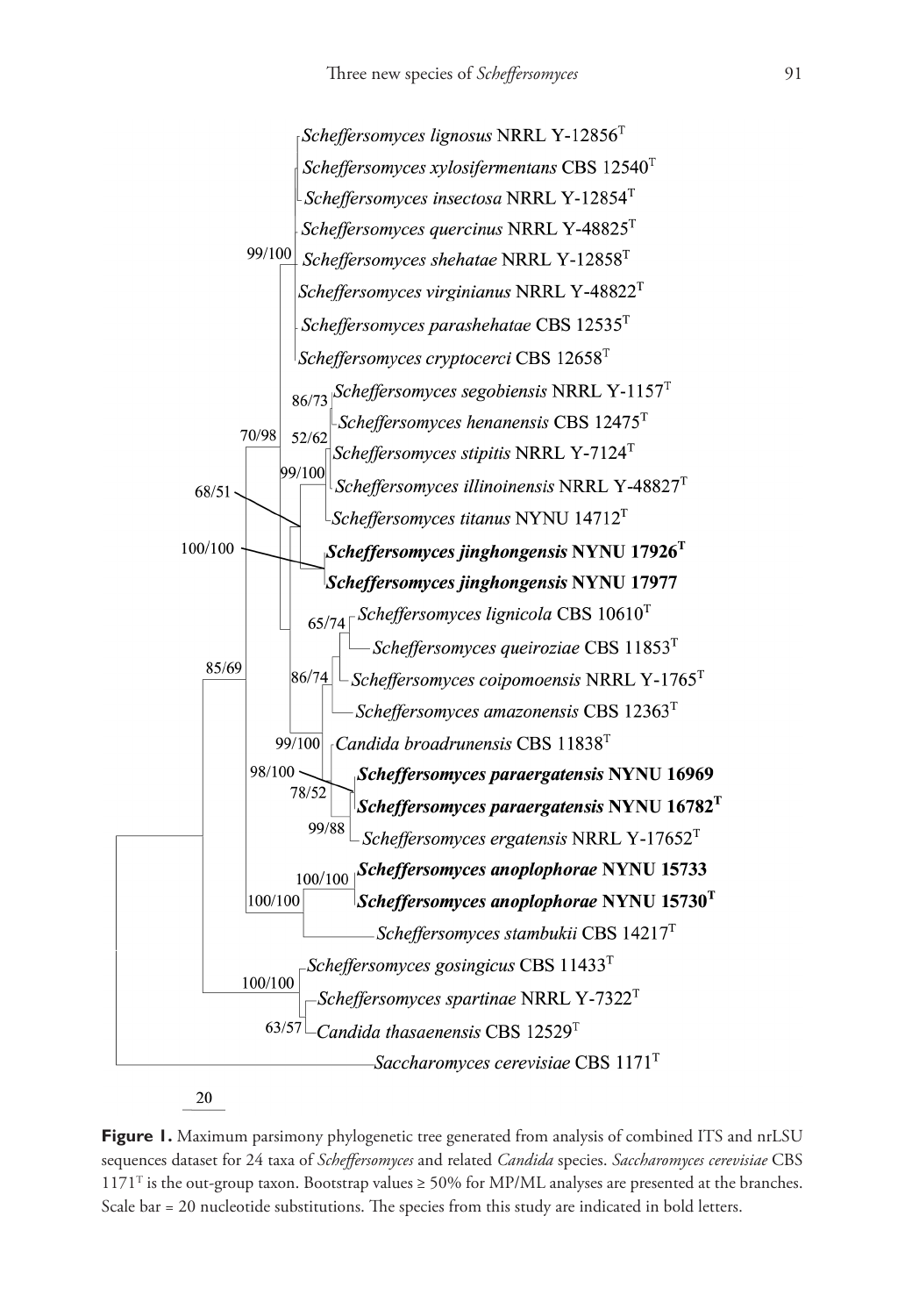*Scheffersomyces lignosus* NRRL Y-12856T

*Scheffersomyces xylosifermentans* CBS 12540T

*Scheffersomyces insectosa* NRRL Y-12854T

*Scheffersomyces quercinus* NRRL Y-48825T

99/100 *Scheffersomyces shehatae* NRRL Y-12858T

*Scheffersomyces virginianus* NRRL Y-48822T

*Scheffersomyces parashehatae* CBS 12535T

*Scheffersomyces cryptocerci* CBS 12658T

86/73 *Scheffersomyces segobiensis* NRRL Y-1157T

*Scheffersomyces henanensis* CBS 12475T

70/98 52/62 *Scheffersomyces stipitis* NRRL Y-7124T

99/100 *Scheffersomyces illinoinensis* NRRL Y-48827T

68/51 *Scheffersomyces titanus* NYNU 14712T

100/100 ***Scheffersomyces jinghongensis* NYNU 17926T**

***Scheffersomyces jinghongensis* NYNU 17977**

65/74 *Scheffersomyces lignicola* CBS 10610T

*Scheffersomyces queiroziae* CBS 11853T

85/69 86/74 *Scheffersomyces coipomoensis* NRRL Y-1765T

*Scheffersomyces amazonensis* CBS 12363T

99/100 *Candida broadrunensis* CBS 11838T

98/100 ***Scheffersomyces paraergatensis* NYNU 16969**

78/52 ***Scheffersomyces paraergatensis* NYNU 16782T**

99/88 *Scheffersomyces ergatensis* NRRL Y-17652T

100/100 ***Scheffersomyces anoplophorae* NYNU 15733**

100/100 ***Scheffersomyces anoplophorae* NYNU 15730T**

*Scheffersomyces stambukii* CBS 14217T

*Scheffersomyces gosingicus* CBS 11433T

100/100 *Scheffersomyces spartinae* NRRL Y-7322T

63/57 *Candida thasaenensis* CBS 12529T

*Saccharomyces cerevisiae* CBS 1171T

20

**Figure 1.** Maximum parsimony phylogenetic tree generated from analysis of combined ITS and nrLSU sequences dataset for 24 taxa of *Scheffersomyces* and related *Candida* species. *Saccharomyces cerevisiae* CBS 1171T is the out-group taxon. Bootstrap values ≥ 50% for MP/ML analyses are presented at the branches. Scale bar = 20 nucleotide substitutions. The species from this study are indicated in bold letters.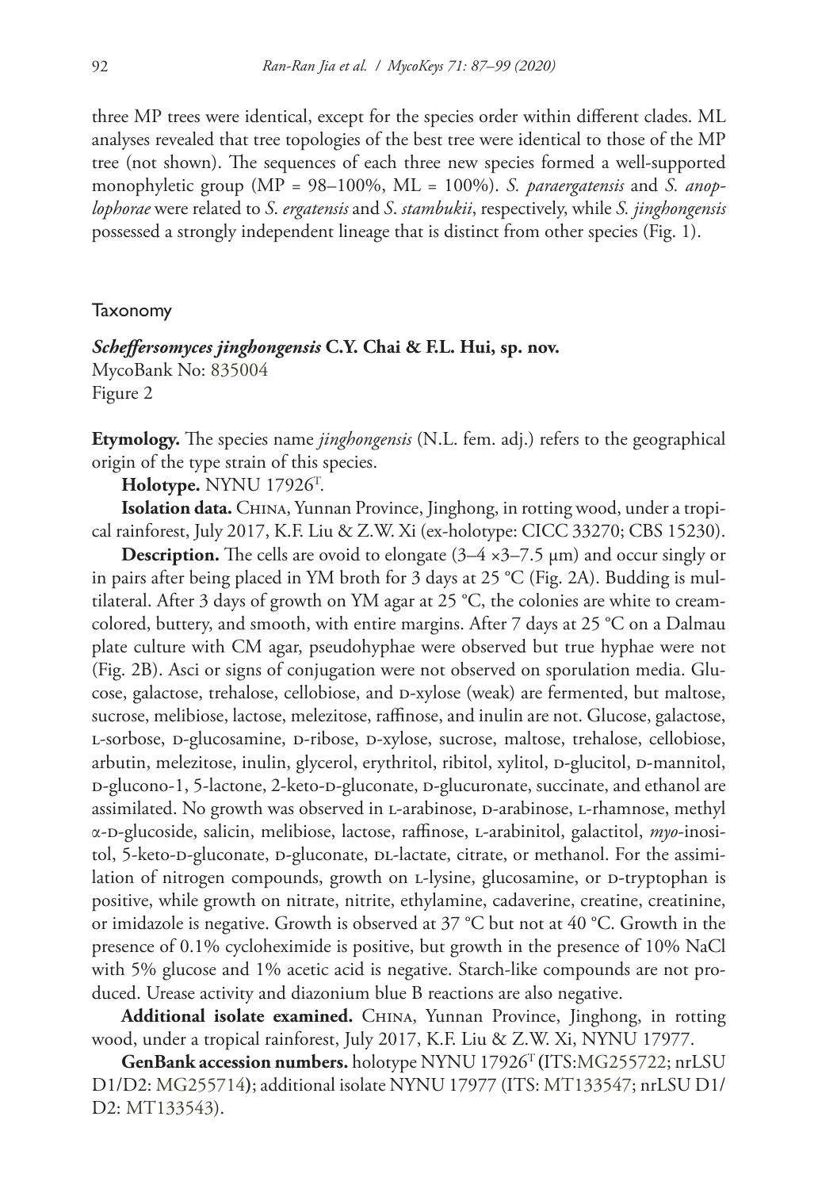three MP trees were identical, except for the species order within different clades. ML analyses revealed that tree topologies of the best tree were identical to those of the MP tree (not shown). The sequences of each three new species formed a well-supported monophyletic group (MP = 98–100%, ML = 100%). *S. paraergatensis* and *S. anoplophorae* were related to *S. ergatensis* and *S. stambukii*, respectively, while *S. jinghongensis* possessed a strongly independent lineage that is distinct from other species (Fig. 1).

## Taxonomy

***Scheffersomyces jinghongensis* C.Y. Chai & F.L. Hui, sp. nov.**
MycoBank No: 835004
Figure 2

**Etymology.** The species name *jinghongensis* (N.L. fem. adj.) refers to the geographical origin of the type strain of this species.

**Holotype.** NYNU 17926[T].

**Isolation data.** China, Yunnan Province, Jinghong, in rotting wood, under a tropical rainforest, July 2017, K.F. Liu & Z.W. Xi (ex-holotype: CICC 33270; CBS 15230).

**Description.** The cells are ovoid to elongate (3–4 ×3–7.5 μm) and occur singly or in pairs after being placed in YM broth for 3 days at 25 °C (Fig. 2A). Budding is multilateral. After 3 days of growth on YM agar at 25 °C, the colonies are white to cream-colored, buttery, and smooth, with entire margins. After 7 days at 25 °C on a Dalmau plate culture with CM agar, pseudohyphae were observed but true hyphae were not (Fig. 2B). Asci or signs of conjugation were not observed on sporulation media. Glucose, galactose, trehalose, cellobiose, and D-xylose (weak) are fermented, but maltose, sucrose, melibiose, lactose, melezitose, raffinose, and inulin are not. Glucose, galactose, L-sorbose, D-glucosamine, D-ribose, D-xylose, sucrose, maltose, trehalose, cellobiose, arbutin, melezitose, inulin, glycerol, erythritol, ribitol, xylitol, D-glucitol, D-mannitol, D-glucono-1, 5-lactone, 2-keto-D-gluconate, D-glucuronate, succinate, and ethanol are assimilated. No growth was observed in L-arabinose, D-arabinose, L-rhamnose, methyl α-D-glucoside, salicin, melibiose, lactose, raffinose, L-arabinitol, galactitol, *myo*-inositol, 5-keto-D-gluconate, D-gluconate, DL-lactate, citrate, or methanol. For the assimilation of nitrogen compounds, growth on L-lysine, glucosamine, or D-tryptophan is positive, while growth on nitrate, nitrite, ethylamine, cadaverine, creatine, creatinine, or imidazole is negative. Growth is observed at 37 °C but not at 40 °C. Growth in the presence of 0.1% cycloheximide is positive, but growth in the presence of 10% NaCl with 5% glucose and 1% acetic acid is negative. Starch-like compounds are not produced. Urease activity and diazonium blue B reactions are also negative.

**Additional isolate examined.** China, Yunnan Province, Jinghong, in rotting wood, under a tropical rainforest, July 2017, K.F. Liu & Z.W. Xi, NYNU 17977.

**GenBank accession numbers.** holotype NYNU 17926[T] (ITS:MG255722; nrLSU D1/D2: MG255714); additional isolate NYNU 17977 (ITS: MT133547; nrLSU D1/D2: MT133543).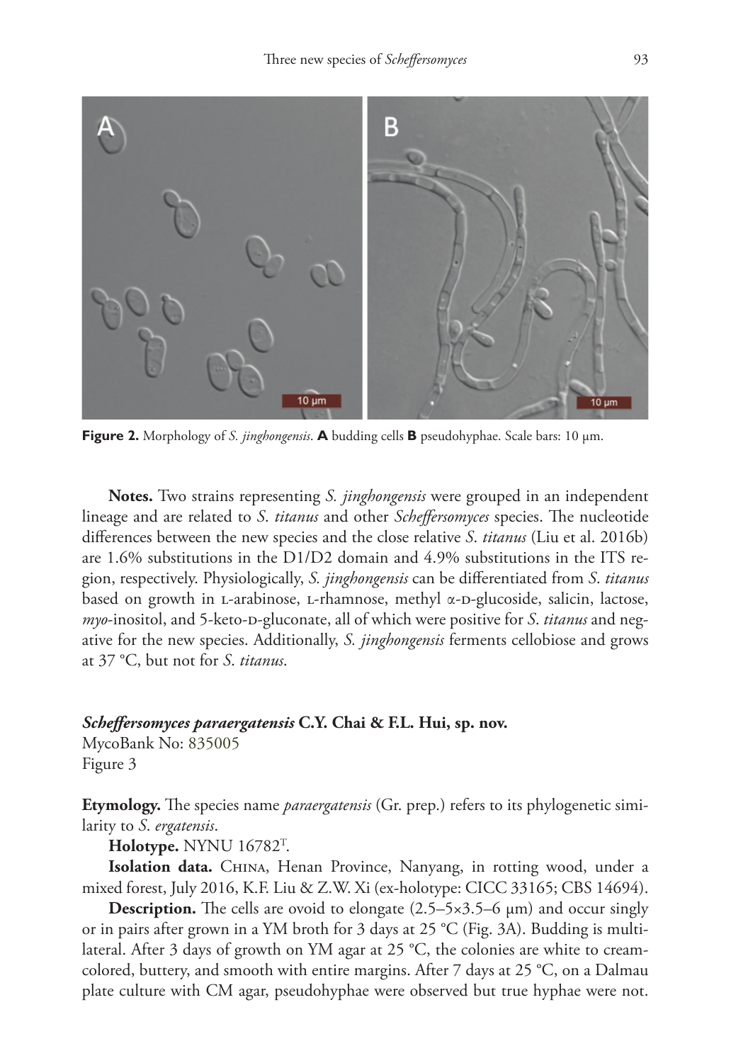**Figure 2.** Morphology of *S. jinghongensis*. **A** budding cells **B** pseudohyphae. Scale bars: 10 µm.

**Notes.** Two strains representing *S. jinghongensis* were grouped in an independent lineage and are related to *S. titanus* and other *Scheffersomyces* species. The nucleotide differences between the new species and the close relative *S. titanus* (Liu et al. 2016b) are 1.6% substitutions in the D1/D2 domain and 4.9% substitutions in the ITS region, respectively. Physiologically, *S. jinghongensis* can be differentiated from *S. titanus* based on growth in L-arabinose, L-rhamnose, methyl α-D-glucoside, salicin, lactose, *myo*-inositol, and 5-keto-D-gluconate, all of which were positive for *S. titanus* and negative for the new species. Additionally, *S. jinghongensis* ferments cellobiose and grows at 37 °C, but not for *S. titanus*.

***Scheffersomyces paraergatensis* C.Y. Chai & F.L. Hui, sp. nov.**
MycoBank No: 835005
Figure 3

**Etymology.** The species name *paraergatensis* (Gr. prep.) refers to its phylogenetic similarity to *S. ergatensis*.

**Holotype.** NYNU 16782[T].

**Isolation data.** China, Henan Province, Nanyang, in rotting wood, under a mixed forest, July 2016, K.F. Liu & Z.W. Xi (ex-holotype: CICC 33165; CBS 14694).

**Description.** The cells are ovoid to elongate (2.5–5×3.5–6 µm) and occur singly or in pairs after grown in a YM broth for 3 days at 25 °C (Fig. 3A). Budding is multilateral. After 3 days of growth on YM agar at 25 °C, the colonies are white to cream-colored, buttery, and smooth with entire margins. After 7 days at 25 °C, on a Dalmau plate culture with CM agar, pseudohyphae were observed but true hyphae were not.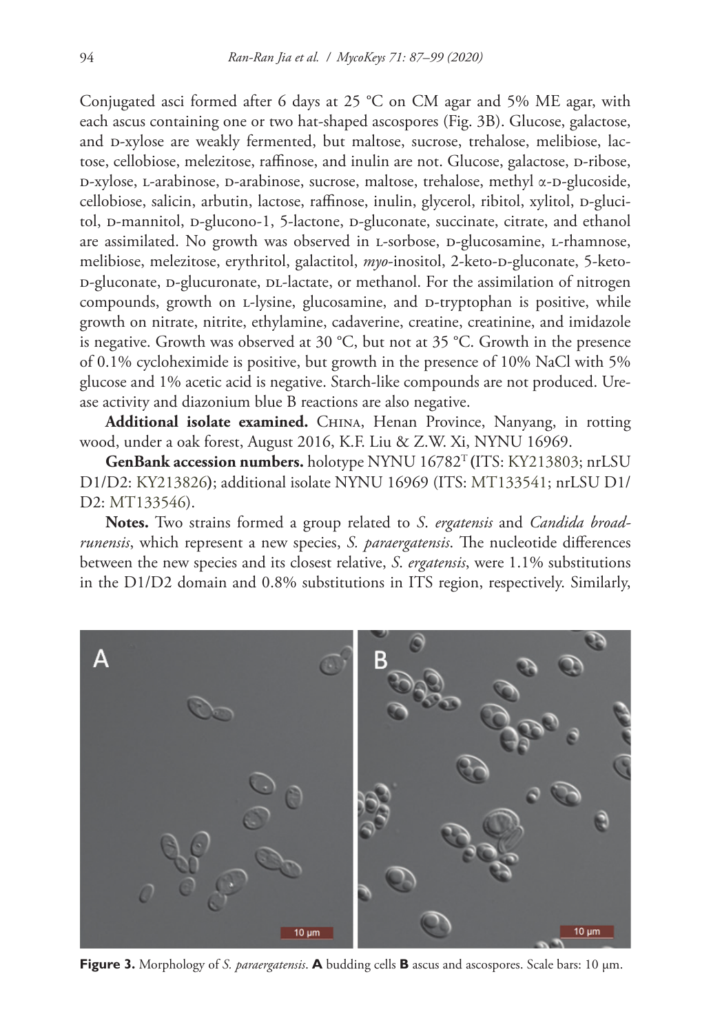Conjugated asci formed after 6 days at 25 °C on CM agar and 5% ME agar, with each ascus containing one or two hat-shaped ascospores (Fig. 3B). Glucose, galactose, and D-xylose are weakly fermented, but maltose, sucrose, trehalose, melibiose, lactose, cellobiose, melezitose, raffinose, and inulin are not. Glucose, galactose, D-ribose, D-xylose, L-arabinose, D-arabinose, sucrose, maltose, trehalose, methyl α-D-glucoside, cellobiose, salicin, arbutin, lactose, raffinose, inulin, glycerol, ribitol, xylitol, D-glucitol, D-mannitol, D-glucono-1, 5-lactone, D-gluconate, succinate, citrate, and ethanol are assimilated. No growth was observed in L-sorbose, D-glucosamine, L-rhamnose, melibiose, melezitose, erythritol, galactitol, *myo*-inositol, 2-keto-D-gluconate, 5-keto-D-gluconate, D-glucuronate, DL-lactate, or methanol. For the assimilation of nitrogen compounds, growth on L-lysine, glucosamine, and D-tryptophan is positive, while growth on nitrate, nitrite, ethylamine, cadaverine, creatine, creatinine, and imidazole is negative. Growth was observed at 30 °C, but not at 35 °C. Growth in the presence of 0.1% cycloheximide is positive, but growth in the presence of 10% NaCl with 5% glucose and 1% acetic acid is negative. Starch-like compounds are not produced. Urease activity and diazonium blue B reactions are also negative.

**Additional isolate examined.** China, Henan Province, Nanyang, in rotting wood, under a oak forest, August 2016, K.F. Liu & Z.W. Xi, NYNU 16969.

**GenBank accession numbers.** holotype NYNU 16782[T] (ITS: KY213803; nrLSU D1/D2: KY213826); additional isolate NYNU 16969 (ITS: MT133541; nrLSU D1/D2: MT133546).

**Notes.** Two strains formed a group related to *S. ergatensis* and *Candida broadrunensis*, which represent a new species, *S. paraergatensis*. The nucleotide differences between the new species and its closest relative, *S. ergatensis*, were 1.1% substitutions in the D1/D2 domain and 0.8% substitutions in ITS region, respectively. Similarly,

**Figure 3.** Morphology of *S. paraergatensis*. **A** budding cells **B** ascus and ascospores. Scale bars: 10 μm.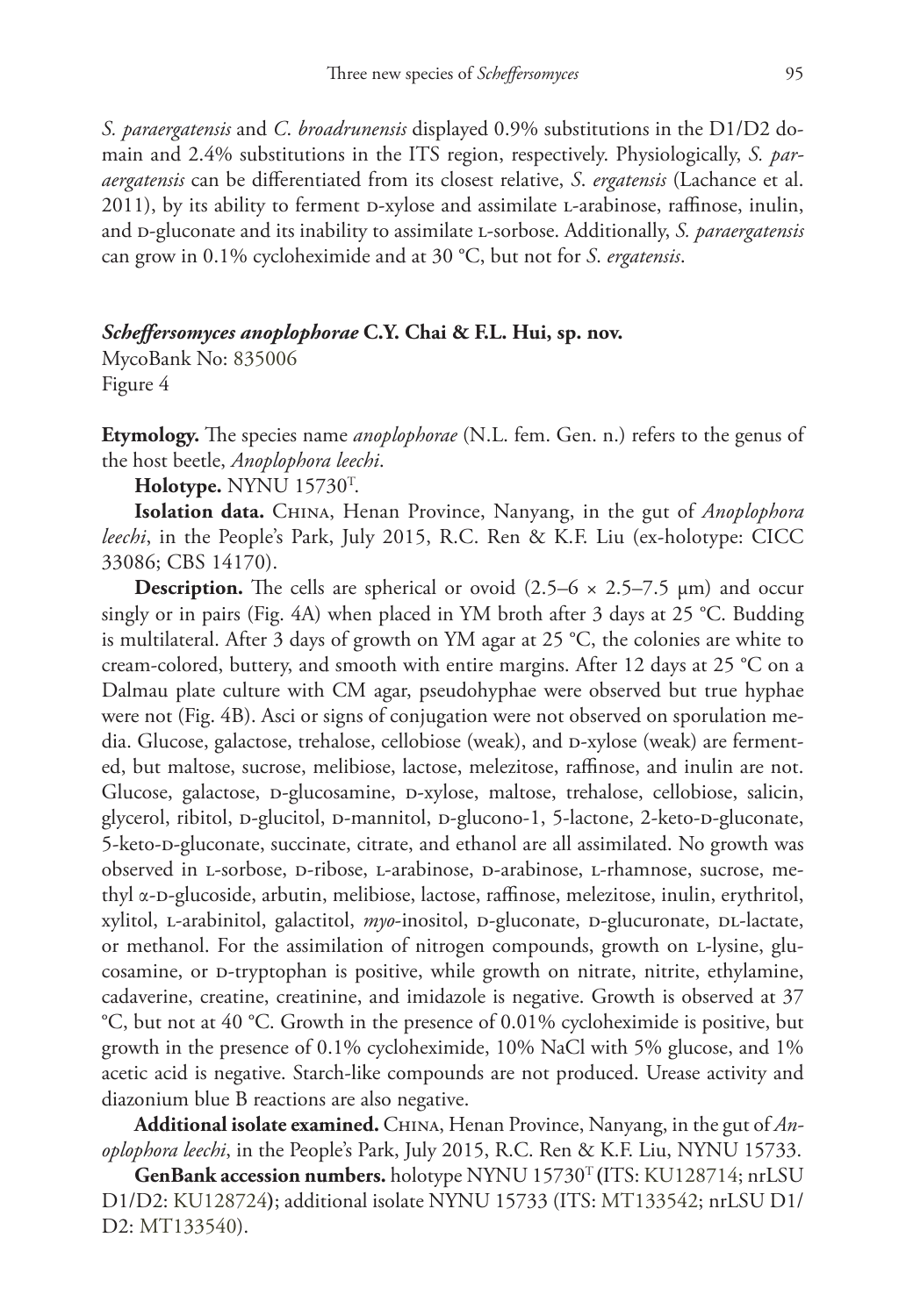*S. paraergatensis* and *C. broadrunensis* displayed 0.9% substitutions in the D1/D2 domain and 2.4% substitutions in the ITS region, respectively. Physiologically, *S. paraergatensis* can be differentiated from its closest relative, *S. ergatensis* (Lachance et al. 2011), by its ability to ferment D-xylose and assimilate L-arabinose, raffinose, inulin, and D-gluconate and its inability to assimilate L-sorbose. Additionally, *S. paraergatensis* can grow in 0.1% cycloheximide and at 30 °C, but not for *S. ergatensis*.

### ***Scheffersomyces anoplophorae*** **C.Y. Chai & F.L. Hui, sp. nov.**

MycoBank No: 835006
Figure 4

**Etymology.** The species name *anoplophorae* (N.L. fem. Gen. n.) refers to the genus of the host beetle, *Anoplophora leechi*.

**Holotype.** NYNU 15730[T].

**Isolation data.** China, Henan Province, Nanyang, in the gut of *Anoplophora leechi*, in the People's Park, July 2015, R.C. Ren & K.F. Liu (ex-holotype: CICC 33086; CBS 14170).

**Description.** The cells are spherical or ovoid (2.5–6 × 2.5–7.5 μm) and occur singly or in pairs (Fig. 4A) when placed in YM broth after 3 days at 25 °C. Budding is multilateral. After 3 days of growth on YM agar at 25 °C, the colonies are white to cream-colored, buttery, and smooth with entire margins. After 12 days at 25 °C on a Dalmau plate culture with CM agar, pseudohyphae were observed but true hyphae were not (Fig. 4B). Asci or signs of conjugation were not observed on sporulation media. Glucose, galactose, trehalose, cellobiose (weak), and D-xylose (weak) are fermented, but maltose, sucrose, melibiose, lactose, melezitose, raffinose, and inulin are not. Glucose, galactose, D-glucosamine, D-xylose, maltose, trehalose, cellobiose, salicin, glycerol, ribitol, D-glucitol, D-mannitol, D-glucono-1, 5-lactone, 2-keto-D-gluconate, 5-keto-D-gluconate, succinate, citrate, and ethanol are all assimilated. No growth was observed in L-sorbose, D-ribose, L-arabinose, D-arabinose, L-rhamnose, sucrose, methyl α-D-glucoside, arbutin, melibiose, lactose, raffinose, melezitose, inulin, erythritol, xylitol, L-arabinitol, galactitol, *myo*-inositol, D-gluconate, D-glucuronate, DL-lactate, or methanol. For the assimilation of nitrogen compounds, growth on L-lysine, glucosamine, or D-tryptophan is positive, while growth on nitrate, nitrite, ethylamine, cadaverine, creatine, creatinine, and imidazole is negative. Growth is observed at 37 °C, but not at 40 °C. Growth in the presence of 0.01% cycloheximide is positive, but growth in the presence of 0.1% cycloheximide, 10% NaCl with 5% glucose, and 1% acetic acid is negative. Starch-like compounds are not produced. Urease activity and diazonium blue B reactions are also negative.

**Additional isolate examined.** China, Henan Province, Nanyang, in the gut of *Anoplophora leechi*, in the People's Park, July 2015, R.C. Ren & K.F. Liu, NYNU 15733.

**GenBank accession numbers.** holotype NYNU 15730[T] (ITS: KU128714; nrLSU D1/D2: KU128724); additional isolate NYNU 15733 (ITS: MT133542; nrLSU D1/D2: MT133540).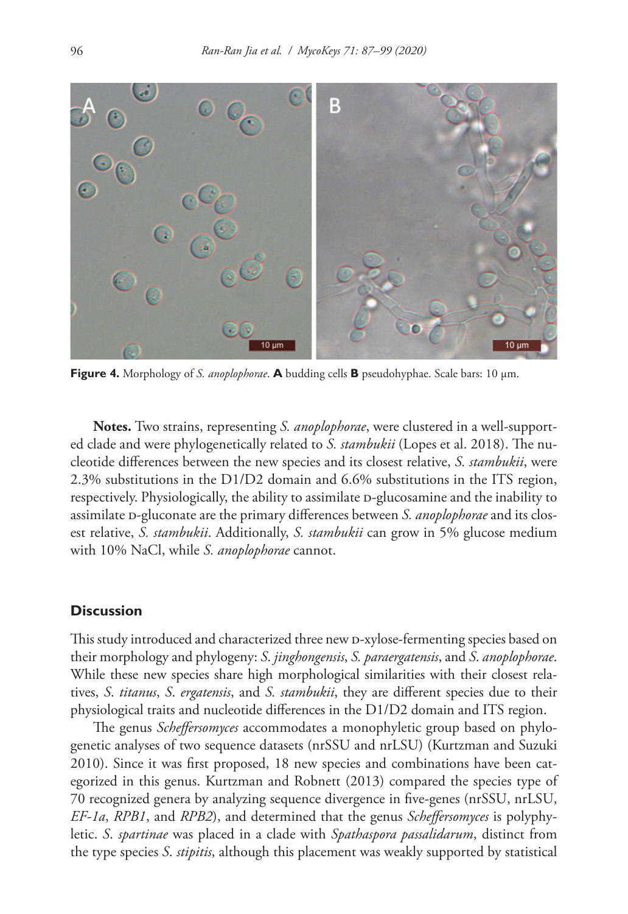**Figure 4.** Morphology of *S. anoplophorae*. **A** budding cells **B** pseudohyphae. Scale bars: 10 µm.

**Notes.** Two strains, representing *S. anoplophorae*, were clustered in a well-supported clade and were phylogenetically related to *S. stambukii* (Lopes et al. 2018). The nucleotide differences between the new species and its closest relative, *S. stambukii*, were 2.3% substitutions in the D1/D2 domain and 6.6% substitutions in the ITS region, respectively. Physiologically, the ability to assimilate D-glucosamine and the inability to assimilate D-gluconate are the primary differences between *S. anoplophorae* and its closest relative, *S. stambukii*. Additionally, *S. stambukii* can grow in 5% glucose medium with 10% NaCl, while *S. anoplophorae* cannot.

## Discussion

This study introduced and characterized three new D-xylose-fermenting species based on their morphology and phylogeny: *S. jinghongensis*, *S. paraergatensis*, and *S. anoplophorae*. While these new species share high morphological similarities with their closest relatives, *S. titanus*, *S. ergatensis*, and *S. stambukii*, they are different species due to their physiological traits and nucleotide differences in the D1/D2 domain and ITS region.

The genus *Scheffersomyces* accommodates a monophyletic group based on phylogenetic analyses of two sequence datasets (nrSSU and nrLSU) (Kurtzman and Suzuki 2010). Since it was first proposed, 18 new species and combinations have been categorized in this genus. Kurtzman and Robnett (2013) compared the species type of 70 recognized genera by analyzing sequence divergence in five-genes (nrSSU, nrLSU, *EF-1a*, *RPB1*, and *RPB2*), and determined that the genus *Scheffersomyces* is polyphyletic. *S. spartinae* was placed in a clade with *Spathaspora passalidarum*, distinct from the type species *S. stipitis*, although this placement was weakly supported by statistical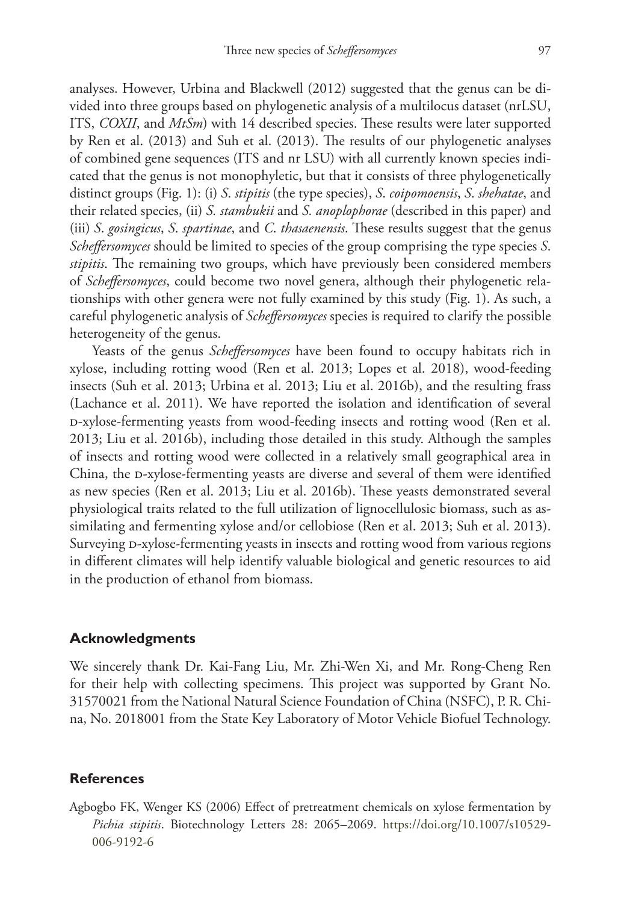analyses. However, Urbina and Blackwell (2012) suggested that the genus can be divided into three groups based on phylogenetic analysis of a multilocus dataset (nrLSU, ITS, *COXII*, and *MtSm*) with 14 described species. These results were later supported by Ren et al. (2013) and Suh et al. (2013). The results of our phylogenetic analyses of combined gene sequences (ITS and nr LSU) with all currently known species indicated that the genus is not monophyletic, but that it consists of three phylogenetically distinct groups (Fig. 1): (i) *S. stipitis* (the type species), *S. coipomoensis*, *S. shehatae*, and their related species, (ii) *S. stambukii* and *S. anoplophorae* (described in this paper) and (iii) *S. gosingicus*, *S. spartinae*, and *C. thasaenensis*. These results suggest that the genus *Scheffersomyces* should be limited to species of the group comprising the type species *S. stipitis*. The remaining two groups, which have previously been considered members of *Scheffersomyces*, could become two novel genera, although their phylogenetic relationships with other genera were not fully examined by this study (Fig. 1). As such, a careful phylogenetic analysis of *Scheffersomyces* species is required to clarify the possible heterogeneity of the genus.

Yeasts of the genus *Scheffersomyces* have been found to occupy habitats rich in xylose, including rotting wood (Ren et al. 2013; Lopes et al. 2018), wood-feeding insects (Suh et al. 2013; Urbina et al. 2013; Liu et al. 2016b), and the resulting frass (Lachance et al. 2011). We have reported the isolation and identification of several D-xylose-fermenting yeasts from wood-feeding insects and rotting wood (Ren et al. 2013; Liu et al. 2016b), including those detailed in this study. Although the samples of insects and rotting wood were collected in a relatively small geographical area in China, the D-xylose-fermenting yeasts are diverse and several of them were identified as new species (Ren et al. 2013; Liu et al. 2016b). These yeasts demonstrated several physiological traits related to the full utilization of lignocellulosic biomass, such as assimilating and fermenting xylose and/or cellobiose (Ren et al. 2013; Suh et al. 2013). Surveying D-xylose-fermenting yeasts in insects and rotting wood from various regions in different climates will help identify valuable biological and genetic resources to aid in the production of ethanol from biomass.

## Acknowledgments

We sincerely thank Dr. Kai-Fang Liu, Mr. Zhi-Wen Xi, and Mr. Rong-Cheng Ren for their help with collecting specimens. This project was supported by Grant No. 31570021 from the National Natural Science Foundation of China (NSFC), P. R. China, No. 2018001 from the State Key Laboratory of Motor Vehicle Biofuel Technology.

## References

Agbogbo FK, Wenger KS (2006) Effect of pretreatment chemicals on xylose fermentation by *Pichia stipitis*. Biotechnology Letters 28: 2065–2069. https://doi.org/10.1007/s10529-006-9192-6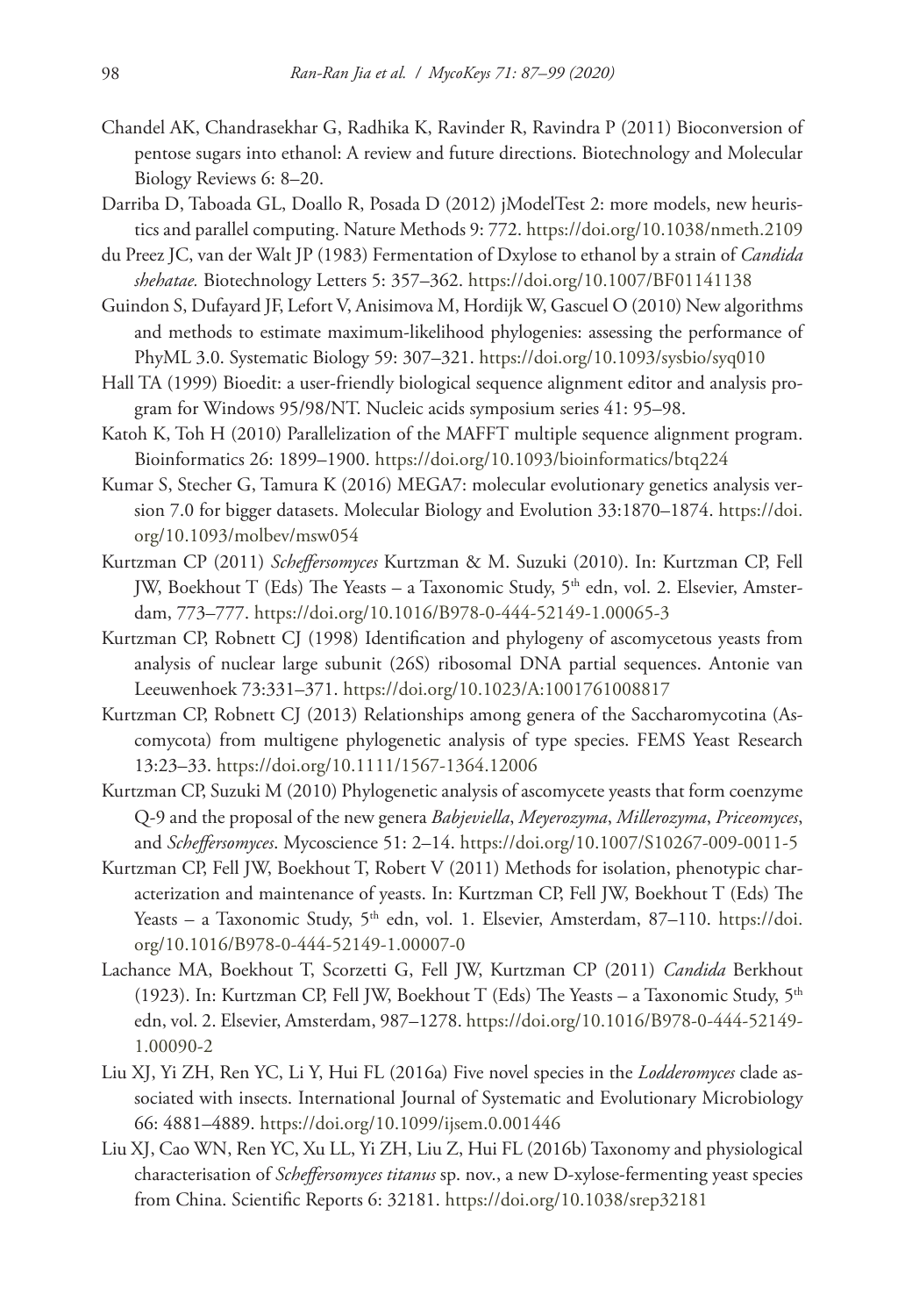Chandel AK, Chandrasekhar G, Radhika K, Ravinder R, Ravindra P (2011) Bioconversion of pentose sugars into ethanol: A review and future directions. Biotechnology and Molecular Biology Reviews 6: 8–20.

Darriba D, Taboada GL, Doallo R, Posada D (2012) jModelTest 2: more models, new heuristics and parallel computing. Nature Methods 9: 772. https://doi.org/10.1038/nmeth.2109

du Preez JC, van der Walt JP (1983) Fermentation of Dxylose to ethanol by a strain of *Candida shehatae.* Biotechnology Letters 5: 357–362. https://doi.org/10.1007/BF01141138

Guindon S, Dufayard JF, Lefort V, Anisimova M, Hordijk W, Gascuel O (2010) New algorithms and methods to estimate maximum-likelihood phylogenies: assessing the performance of PhyML 3.0. Systematic Biology 59: 307–321. https://doi.org/10.1093/sysbio/syq010

Hall TA (1999) Bioedit: a user-friendly biological sequence alignment editor and analysis program for Windows 95/98/NT. Nucleic acids symposium series 41: 95–98.

Katoh K, Toh H (2010) Parallelization of the MAFFT multiple sequence alignment program. Bioinformatics 26: 1899–1900. https://doi.org/10.1093/bioinformatics/btq224

Kumar S, Stecher G, Tamura K (2016) MEGA7: molecular evolutionary genetics analysis version 7.0 for bigger datasets. Molecular Biology and Evolution 33:1870–1874. https://doi.org/10.1093/molbev/msw054

Kurtzman CP (2011) *Scheffersomyces* Kurtzman & M. Suzuki (2010). In: Kurtzman CP, Fell JW, Boekhout T (Eds) The Yeasts – a Taxonomic Study, 5th edn, vol. 2. Elsevier, Amsterdam, 773–777. https://doi.org/10.1016/B978-0-444-52149-1.00065-3

Kurtzman CP, Robnett CJ (1998) Identification and phylogeny of ascomycetous yeasts from analysis of nuclear large subunit (26S) ribosomal DNA partial sequences. Antonie van Leeuwenhoek 73:331–371. https://doi.org/10.1023/A:1001761008817

Kurtzman CP, Robnett CJ (2013) Relationships among genera of the Saccharomycotina (Ascomycota) from multigene phylogenetic analysis of type species. FEMS Yeast Research 13:23–33. https://doi.org/10.1111/1567-1364.12006

Kurtzman CP, Suzuki M (2010) Phylogenetic analysis of ascomycete yeasts that form coenzyme Q-9 and the proposal of the new genera *Babjeviella*, *Meyerozyma*, *Millerozyma*, *Priceomyces*, and *Scheffersomyces*. Mycoscience 51: 2–14. https://doi.org/10.1007/S10267-009-0011-5

Kurtzman CP, Fell JW, Boekhout T, Robert V (2011) Methods for isolation, phenotypic characterization and maintenance of yeasts. In: Kurtzman CP, Fell JW, Boekhout T (Eds) The Yeasts – a Taxonomic Study, 5th edn, vol. 1. Elsevier, Amsterdam, 87–110. https://doi.org/10.1016/B978-0-444-52149-1.00007-0

Lachance MA, Boekhout T, Scorzetti G, Fell JW, Kurtzman CP (2011) *Candida* Berkhout (1923). In: Kurtzman CP, Fell JW, Boekhout T (Eds) The Yeasts – a Taxonomic Study, 5th edn, vol. 2. Elsevier, Amsterdam, 987–1278. https://doi.org/10.1016/B978-0-444-52149-1.00090-2

Liu XJ, Yi ZH, Ren YC, Li Y, Hui FL (2016a) Five novel species in the *Lodderomyces* clade associated with insects. International Journal of Systematic and Evolutionary Microbiology 66: 4881–4889. https://doi.org/10.1099/ijsem.0.001446

Liu XJ, Cao WN, Ren YC, Xu LL, Yi ZH, Liu Z, Hui FL (2016b) Taxonomy and physiological characterisation of *Scheffersomyces titanus* sp. nov., a new D-xylose-fermenting yeast species from China. Scientific Reports 6: 32181. https://doi.org/10.1038/srep32181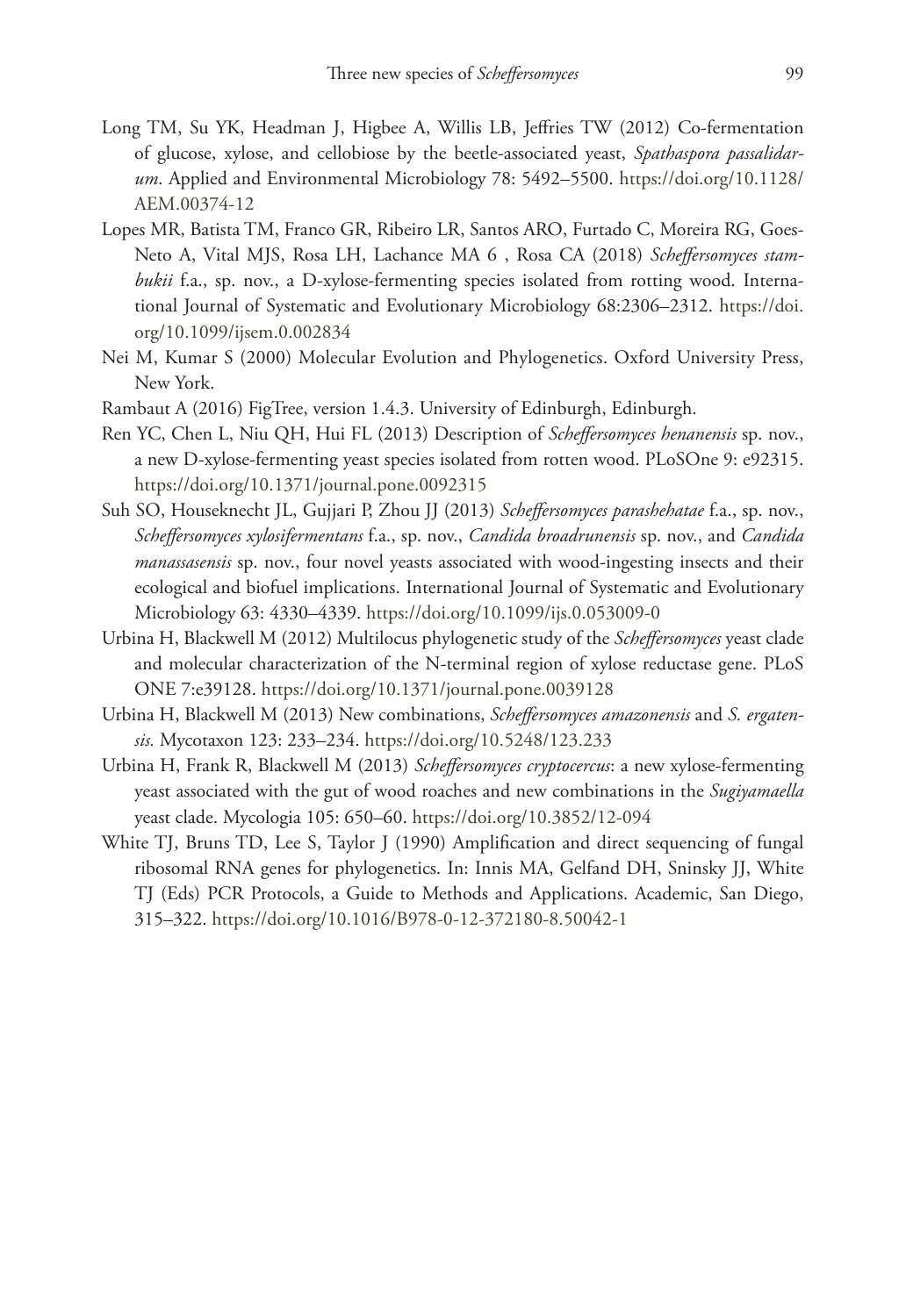Long TM, Su YK, Headman J, Higbee A, Willis LB, Jeffries TW (2012) Co-fermentation of glucose, xylose, and cellobiose by the beetle-associated yeast, *Spathaspora passalidarum*. Applied and Environmental Microbiology 78: 5492–5500. https://doi.org/10.1128/AEM.00374-12

Lopes MR, Batista TM, Franco GR, Ribeiro LR, Santos ARO, Furtado C, Moreira RG, Goes-Neto A, Vital MJS, Rosa LH, Lachance MA 6 , Rosa CA (2018) *Scheffersomyces stambukii* f.a., sp. nov., a D-xylose-fermenting species isolated from rotting wood. International Journal of Systematic and Evolutionary Microbiology 68:2306–2312. https://doi.org/10.1099/ijsem.0.002834

Nei M, Kumar S (2000) Molecular Evolution and Phylogenetics. Oxford University Press, New York.

Rambaut A (2016) FigTree, version 1.4.3. University of Edinburgh, Edinburgh.

Ren YC, Chen L, Niu QH, Hui FL (2013) Description of *Scheffersomyces henanensis* sp. nov., a new D-xylose-fermenting yeast species isolated from rotten wood. PLoSOne 9: e92315. https://doi.org/10.1371/journal.pone.0092315

Suh SO, Houseknecht JL, Gujjari P, Zhou JJ (2013) *Scheffersomyces parashehatae* f.a., sp. nov., *Scheffersomyces xylosifermentans* f.a., sp. nov., *Candida broadrunensis* sp. nov., and *Candida manassasensis* sp. nov., four novel yeasts associated with wood-ingesting insects and their ecological and biofuel implications. International Journal of Systematic and Evolutionary Microbiology 63: 4330–4339. https://doi.org/10.1099/ijs.0.053009-0

Urbina H, Blackwell M (2012) Multilocus phylogenetic study of the *Scheffersomyces* yeast clade and molecular characterization of the N-terminal region of xylose reductase gene. PLoS ONE 7:e39128. https://doi.org/10.1371/journal.pone.0039128

Urbina H, Blackwell M (2013) New combinations, *Scheffersomyces amazonensis* and *S. ergatensis.* Mycotaxon 123: 233–234. https://doi.org/10.5248/123.233

Urbina H, Frank R, Blackwell M (2013) *Scheffersomyces cryptocercus*: a new xylose-fermenting yeast associated with the gut of wood roaches and new combinations in the *Sugiyamaella* yeast clade. Mycologia 105: 650–60. https://doi.org/10.3852/12-094

White TJ, Bruns TD, Lee S, Taylor J (1990) Amplification and direct sequencing of fungal ribosomal RNA genes for phylogenetics. In: Innis MA, Gelfand DH, Sninsky JJ, White TJ (Eds) PCR Protocols, a Guide to Methods and Applications. Academic, San Diego, 315–322. https://doi.org/10.1016/B978-0-12-372180-8.50042-1